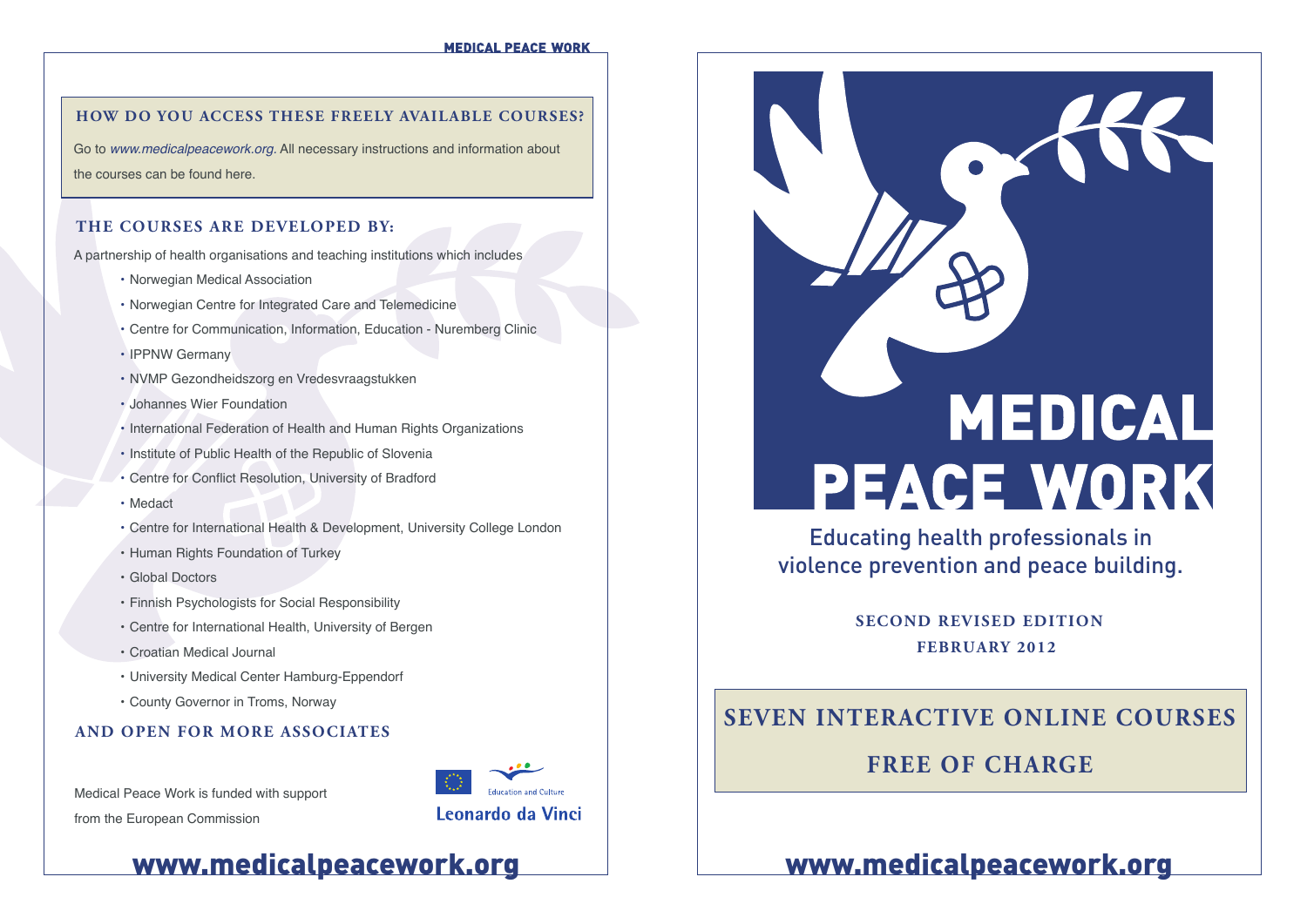## HOW DO YOU ACCESS THESE FREELY AVAILABLE COURSES?

Go to *www.medicalpeacework.org*. All necessary instructions and information about the courses can be found here.

## THE COURSES ARE DEVELOPED BY:

A partnership of health organisations and teaching institutions which includes

- Norwegian Medical Association
- Norwegian Centre for Integrated Care and Telemedicine
- Centre for Communication, Information, Education - Nuremberg Clinic
- IPPNW Germany
- NVMP Gezondheidszorg en Vredesvraagstukken
- Johannes Wier Foundation
- International Federation of Health and Human Rights Organizations
- Institute of Public Health of the Republic of Slovenia
- Centre for Conflict Resolution, University of Bradford
- Medact
- Centre for International Health & Development, University College London
- Human Rights Foundation of Turkey
- Global Doctors
- Finnish Psychologists for Social Responsibility
- Centre for International Health, University of Bergen
- Croatian Medical Journal
- University Medical Center Hamburg-Eppendorf
- County Governor in Troms, Norway

## AND OPEN FOR MORE ASSOCIATES

Medical Peace Work is funded with support from the European Commission

Education and Culture

Leonardo da Vinci

**www.medicalpeacework.org**

# MEDICAL PEACE WORK

Educating health professionals in violence prevention and peace building.

**SECOND REVISED EDITION**
**FEBRUARY 2012**

## SEVEN INTERACTIVE ONLINE COURSES

## FREE OF CHARGE

**www.medicalpeacework.org**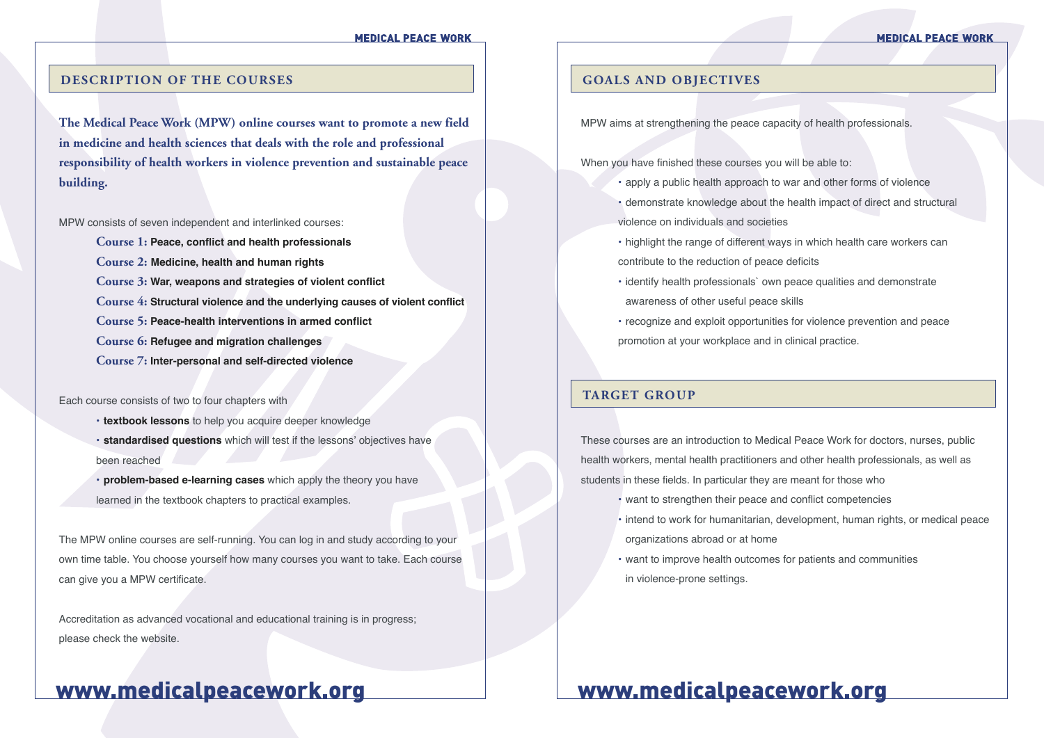## DESCRIPTION OF THE COURSES

**The Medical Peace Work (MPW) online courses want to promote a new field in medicine and health sciences that deals with the role and professional responsibility of health workers in violence prevention and sustainable peace building.**

MPW consists of seven independent and interlinked courses:

- **Course 1: Peace, conflict and health professionals**
- **Course 2: Medicine, health and human rights**
- **Course 3: War, weapons and strategies of violent conflict**
- **Course 4: Structural violence and the underlying causes of violent conflict**
- **Course 5: Peace-health interventions in armed conflict**
- **Course 6: Refugee and migration challenges**
- **Course 7: Inter-personal and self-directed violence**

Each course consists of two to four chapters with

- **textbook lessons** to help you acquire deeper knowledge
- **standardised questions** which will test if the lessons' objectives have been reached
- **problem-based e-learning cases** which apply the theory you have learned in the textbook chapters to practical examples.

The MPW online courses are self-running. You can log in and study according to your own time table. You choose yourself how many courses you want to take. Each course can give you a MPW certificate.

Accreditation as advanced vocational and educational training is in progress; please check the website.

**www.medicalpeacework.org**

## GOALS AND OBJECTIVES

MPW aims at strengthening the peace capacity of health professionals.

When you have finished these courses you will be able to:

- apply a public health approach to war and other forms of violence
- demonstrate knowledge about the health impact of direct and structural violence on individuals and societies
- highlight the range of different ways in which health care workers can contribute to the reduction of peace deficits
- identify health professionals` own peace qualities and demonstrate awareness of other useful peace skills
- recognize and exploit opportunities for violence prevention and peace promotion at your workplace and in clinical practice.

## TARGET GROUP

These courses are an introduction to Medical Peace Work for doctors, nurses, public health workers, mental health practitioners and other health professionals, as well as students in these fields. In particular they are meant for those who

- want to strengthen their peace and conflict competencies
- intend to work for humanitarian, development, human rights, or medical peace organizations abroad or at home
- want to improve health outcomes for patients and communities in violence-prone settings.

**www.medicalpeacework.org**